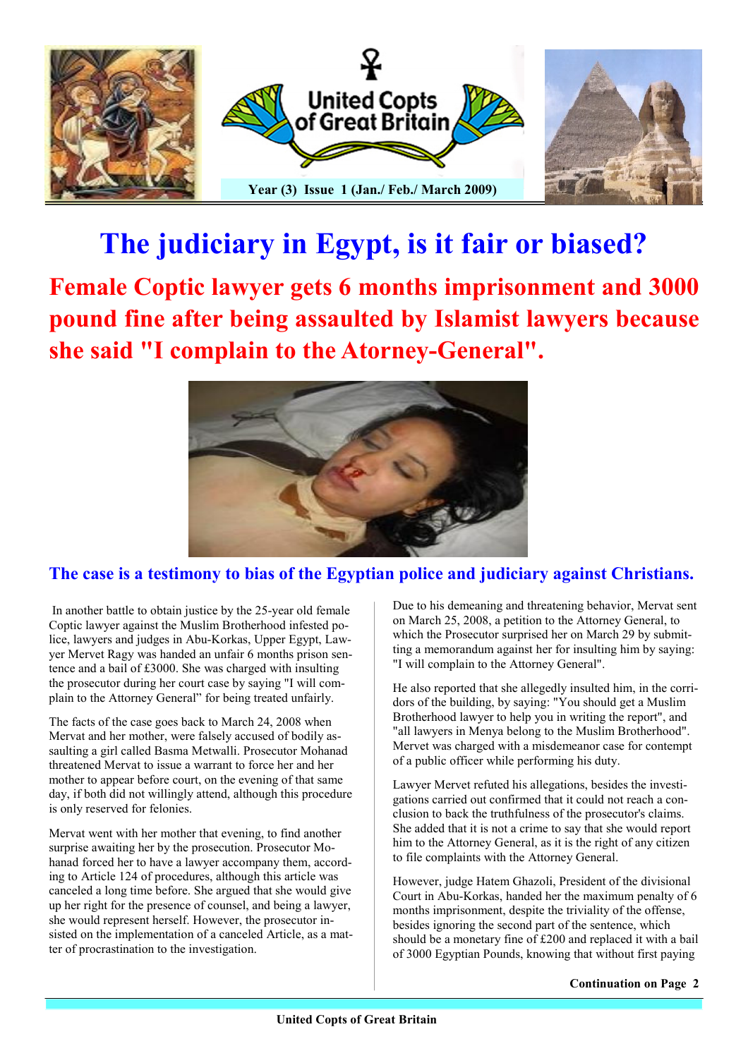United Copts of Great Britain

Year (3) Issue 1 (Jan./ Feb./ March 2009)

# The judiciary in Egypt, is it fair or biased?

## Female Coptic lawyer gets 6 months imprisonment and 3000 pound fine after being assaulted by Islamist lawyers because she said "I complain to the Atorney-General".

### The case is a testimony to bias of the Egyptian police and judiciary against Christians.

In another battle to obtain justice by the 25-year old female Coptic lawyer against the Muslim Brotherhood infested police, lawyers and judges in Abu-Korkas, Upper Egypt, Lawyer Mervet Ragy was handed an unfair 6 months prison sentence and a bail of £3000. She was charged with insulting the prosecutor during her court case by saying "I will complain to the Attorney General" for being treated unfairly.

The facts of the case goes back to March 24, 2008 when Mervat and her mother, were falsely accused of bodily assaulting a girl called Basma Metwalli. Prosecutor Mohanad threatened Mervat to issue a warrant to force her and her mother to appear before court, on the evening of that same day, if both did not willingly attend, although this procedure is only reserved for felonies.

Mervat went with her mother that evening, to find another surprise awaiting her by the prosecution. Prosecutor Mohanad forced her to have a lawyer accompany them, according to Article 124 of procedures, although this article was canceled a long time before. She argued that she would give up her right for the presence of counsel, and being a lawyer, she would represent herself. However, the prosecutor insisted on the implementation of a canceled Article, as a matter of procrastination to the investigation.

Due to his demeaning and threatening behavior, Mervat sent on March 25, 2008, a petition to the Attorney General, to which the Prosecutor surprised her on March 29 by submitting a memorandum against her for insulting him by saying: "I will complain to the Attorney General".

He also reported that she allegedly insulted him, in the corridors of the building, by saying: "You should get a Muslim Brotherhood lawyer to help you in writing the report", and "all lawyers in Menya belong to the Muslim Brotherhood". Mervet was charged with a misdemeanor case for contempt of a public officer while performing his duty.

Lawyer Mervet refuted his allegations, besides the investigations carried out confirmed that it could not reach a conclusion to back the truthfulness of the prosecutor's claims. She added that it is not a crime to say that she would report him to the Attorney General, as it is the right of any citizen to file complaints with the Attorney General.

However, judge Hatem Ghazoli, President of the divisional Court in Abu-Korkas, handed her the maximum penalty of 6 months imprisonment, despite the triviality of the offense, besides ignoring the second part of the sentence, which should be a monetary fine of £200 and replaced it with a bail of 3000 Egyptian Pounds, knowing that without first paying

**Continuation on Page 2**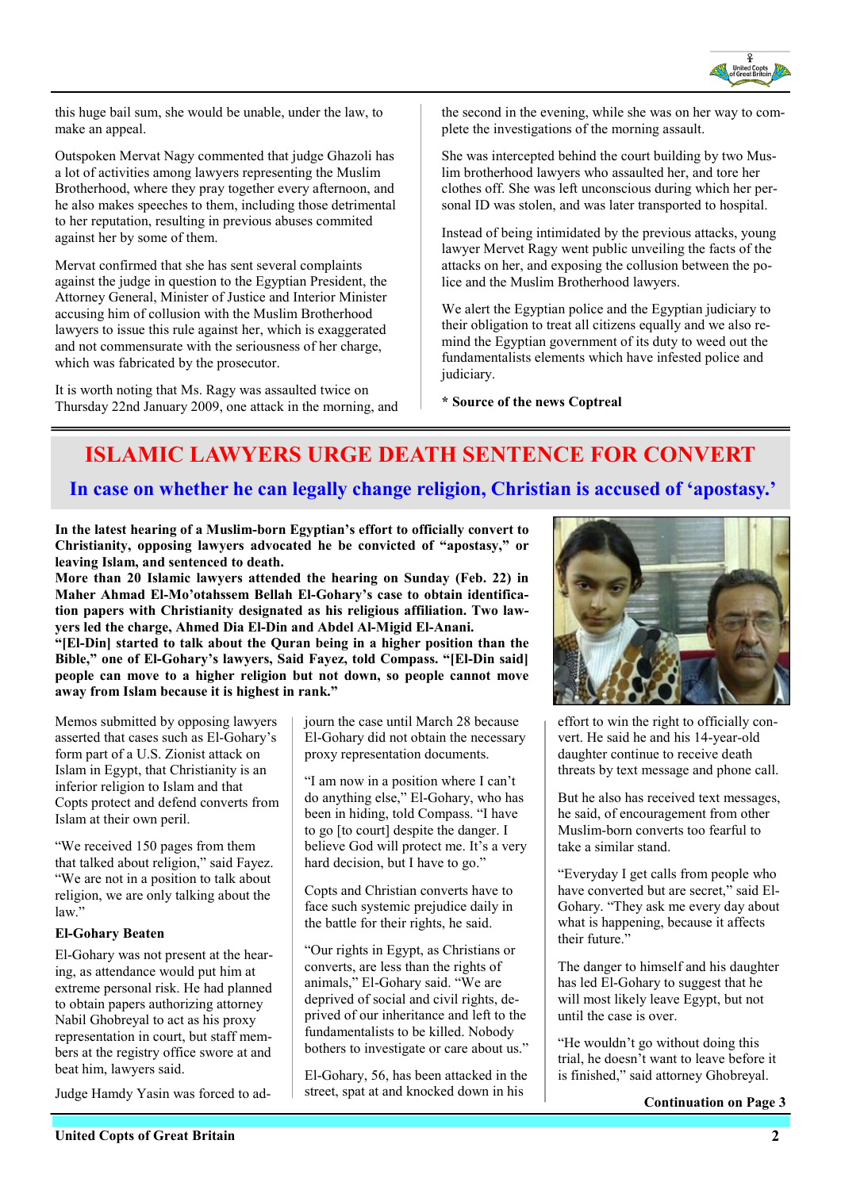this huge bail sum, she would be unable, under the law, to make an appeal.

Outspoken Mervat Nagy commented that judge Ghazoli has a lot of activities among lawyers representing the Muslim Brotherhood, where they pray together every afternoon, and he also makes speeches to them, including those detrimental to her reputation, resulting in previous abuses commited against her by some of them.

Mervat confirmed that she has sent several complaints against the judge in question to the Egyptian President, the Attorney General, Minister of Justice and Interior Minister accusing him of collusion with the Muslim Brotherhood lawyers to issue this rule against her, which is exaggerated and not commensurate with the seriousness of her charge, which was fabricated by the prosecutor.

It is worth noting that Ms. Ragy was assaulted twice on Thursday 22nd January 2009, one attack in the morning, and the second in the evening, while she was on her way to complete the investigations of the morning assault.

She was intercepted behind the court building by two Muslim brotherhood lawyers who assaulted her, and tore her clothes off. She was left unconscious during which her personal ID was stolen, and was later transported to hospital.

Instead of being intimidated by the previous attacks, young lawyer Mervet Ragy went public unveiling the facts of the attacks on her, and exposing the collusion between the police and the Muslim Brotherhood lawyers.

We alert the Egyptian police and the Egyptian judiciary to their obligation to treat all citizens equally and we also remind the Egyptian government of its duty to weed out the fundamentalists elements which have infested police and judiciary.

**\* Source of the news Coptreal**

# ISLAMIC LAWYERS URGE DEATH SENTENCE FOR CONVERT

## In case on whether he can legally change religion, Christian is accused of 'apostasy.'

**In the latest hearing of a Muslim-born Egyptian's effort to officially convert to Christianity, opposing lawyers advocated he be convicted of "apostasy," or leaving Islam, and sentenced to death.**

**More than 20 Islamic lawyers attended the hearing on Sunday (Feb. 22) in Maher Ahmad El-Mo'otahssem Bellah El-Gohary's case to obtain identification papers with Christianity designated as his religious affiliation. Two lawyers led the charge, Ahmed Dia El-Din and Abdel Al-Migid El-Anani.**

**"[El-Din] started to talk about the Quran being in a higher position than the Bible," one of El-Gohary's lawyers, Said Fayez, told Compass. "[El-Din said] people can move to a higher religion but not down, so people cannot move away from Islam because it is highest in rank."**

Memos submitted by opposing lawyers asserted that cases such as El-Gohary's form part of a U.S. Zionist attack on Islam in Egypt, that Christianity is an inferior religion to Islam and that Copts protect and defend converts from Islam at their own peril.

"We received 150 pages from them that talked about religion," said Fayez. "We are not in a position to talk about religion, we are only talking about the law."

### El-Gohary Beaten

El-Gohary was not present at the hearing, as attendance would put him at extreme personal risk. He had planned to obtain papers authorizing attorney Nabil Ghobreyal to act as his proxy representation in court, but staff members at the registry office swore at and beat him, lawyers said.

Judge Hamdy Yasin was forced to adjourn the case until March 28 because El-Gohary did not obtain the necessary proxy representation documents.

"I am now in a position where I can't do anything else," El-Gohary, who has been in hiding, told Compass. "I have to go [to court] despite the danger. I believe God will protect me. It's a very hard decision, but I have to go."

Copts and Christian converts have to face such systemic prejudice daily in the battle for their rights, he said.

"Our rights in Egypt, as Christians or converts, are less than the rights of animals," El-Gohary said. "We are deprived of social and civil rights, deprived of our inheritance and left to the fundamentalists to be killed. Nobody bothers to investigate or care about us."

El-Gohary, 56, has been attacked in the street, spat at and knocked down in his effort to win the right to officially convert. He said he and his 14-year-old daughter continue to receive death threats by text message and phone call.

But he also has received text messages, he said, of encouragement from other Muslim-born converts too fearful to take a similar stand.

"Everyday I get calls from people who have converted but are secret," said El-Gohary. "They ask me every day about what is happening, because it affects their future."

The danger to himself and his daughter has led El-Gohary to suggest that he will most likely leave Egypt, but not until the case is over.

"He wouldn't go without doing this trial, he doesn't want to leave before it is finished," said attorney Ghobreyal.

**Continuation on Page 3**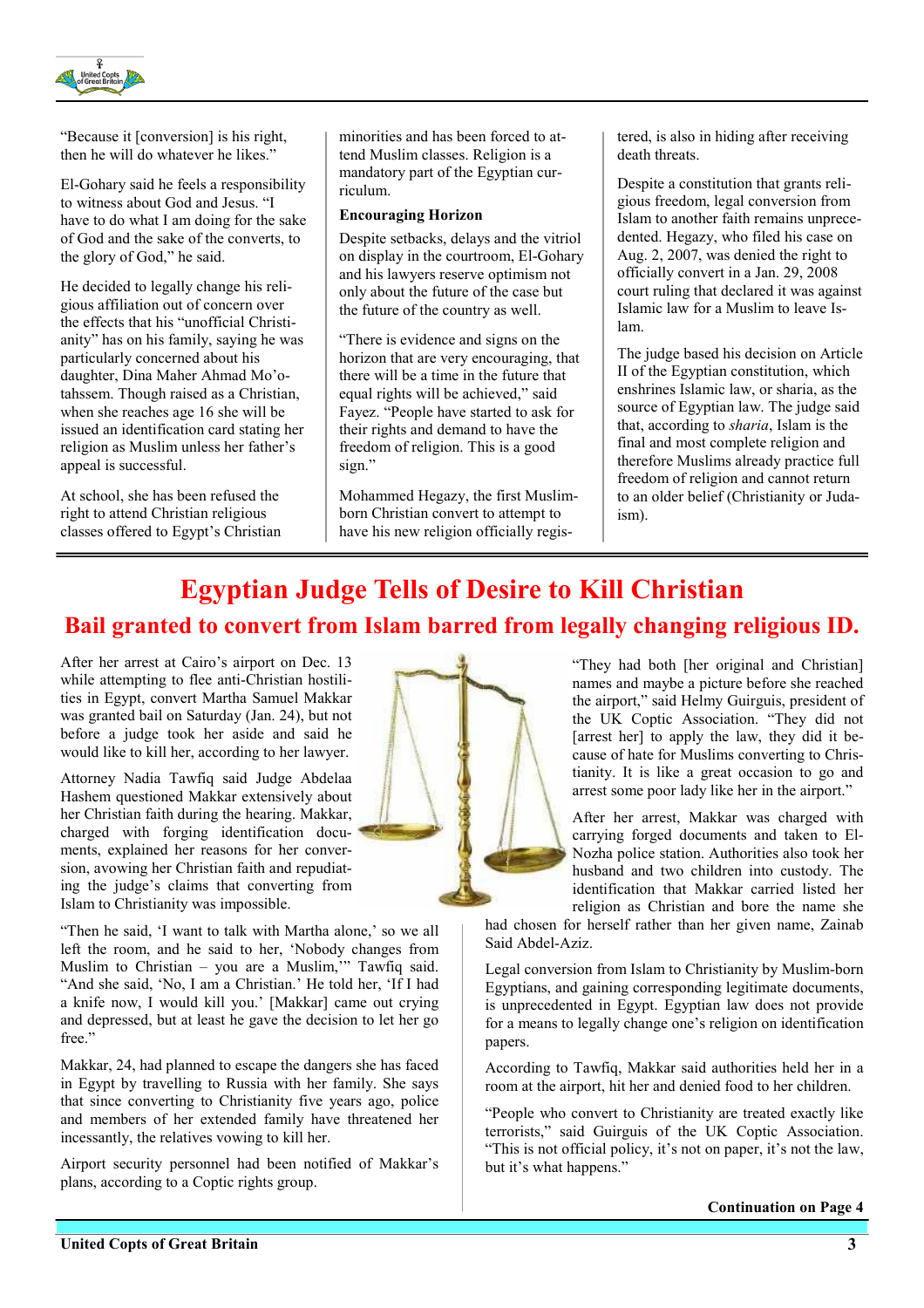"Because it [conversion] is his right, then he will do whatever he likes."

El-Gohary said he feels a responsibility to witness about God and Jesus. "I have to do what I am doing for the sake of God and the sake of the converts, to the glory of God," he said.

He decided to legally change his religious affiliation out of concern over the effects that his "unofficial Christianity" has on his family, saying he was particularly concerned about his daughter, Dina Maher Ahmad Mo'otahssem. Though raised as a Christian, when she reaches age 16 she will be issued an identification card stating her religion as Muslim unless her father's appeal is successful.

At school, she has been refused the right to attend Christian religious classes offered to Egypt's Christian minorities and has been forced to attend Muslim classes. Religion is a mandatory part of the Egyptian curriculum.

**Encouraging Horizon**

Despite setbacks, delays and the vitriol on display in the courtroom, El-Gohary and his lawyers reserve optimism not only about the future of the case but the future of the country as well.

"There is evidence and signs on the horizon that are very encouraging, that there will be a time in the future that equal rights will be achieved," said Fayez. "People have started to ask for their rights and demand to have the freedom of religion. This is a good sign."

Mohammed Hegazy, the first Muslim-born Christian convert to attempt to have his new religion officially registered, is also in hiding after receiving death threats.

Despite a constitution that grants religious freedom, legal conversion from Islam to another faith remains unprecedented. Hegazy, who filed his case on Aug. 2, 2007, was denied the right to officially convert in a Jan. 29, 2008 court ruling that declared it was against Islamic law for a Muslim to leave Islam.

The judge based his decision on Article II of the Egyptian constitution, which enshrines Islamic law, or sharia, as the source of Egyptian law. The judge said that, according to *sharia*, Islam is the final and most complete religion and therefore Muslims already practice full freedom of religion and cannot return to an older belief (Christianity or Judaism).

# Egyptian Judge Tells of Desire to Kill Christian

## Bail granted to convert from Islam barred from legally changing religious ID.

After her arrest at Cairo's airport on Dec. 13 while attempting to flee anti-Christian hostilities in Egypt, convert Martha Samuel Makkar was granted bail on Saturday (Jan. 24), but not before a judge took her aside and said he would like to kill her, according to her lawyer.

Attorney Nadia Tawfiq said Judge Abdelaa Hashem questioned Makkar extensively about her Christian faith during the hearing. Makkar, charged with forging identification documents, explained her reasons for her conversion, avowing her Christian faith and repudiating the judge's claims that converting from Islam to Christianity was impossible.

"Then he said, 'I want to talk with Martha alone,' so we all left the room, and he said to her, 'Nobody changes from Muslim to Christian – you are a Muslim,'" Tawfiq said. "And she said, 'No, I am a Christian.' He told her, 'If I had a knife now, I would kill you.' [Makkar] came out crying and depressed, but at least he gave the decision to let her go free."

Makkar, 24, had planned to escape the dangers she has faced in Egypt by travelling to Russia with her family. She says that since converting to Christianity five years ago, police and members of her extended family have threatened her incessantly, the relatives vowing to kill her.

Airport security personnel had been notified of Makkar's plans, according to a Coptic rights group.

"They had both [her original and Christian] names and maybe a picture before she reached the airport," said Helmy Guirguis, president of the UK Coptic Association. "They did not [arrest her] to apply the law, they did it because of hate for Muslims converting to Christianity. It is like a great occasion to go and arrest some poor lady like her in the airport."

After her arrest, Makkar was charged with carrying forged documents and taken to El-Nozha police station. Authorities also took her husband and two children into custody. The identification that Makkar carried listed her religion as Christian and bore the name she had chosen for herself rather than her given name, Zainab Said Abdel-Aziz.

Legal conversion from Islam to Christianity by Muslim-born Egyptians, and gaining corresponding legitimate documents, is unprecedented in Egypt. Egyptian law does not provide for a means to legally change one's religion on identification papers.

According to Tawfiq, Makkar said authorities held her in a room at the airport, hit her and denied food to her children.

"People who convert to Christianity are treated exactly like terrorists," said Guirguis of the UK Coptic Association. "This is not official policy, it's not on paper, it's not the law, but it's what happens."

**Continuation on Page 4**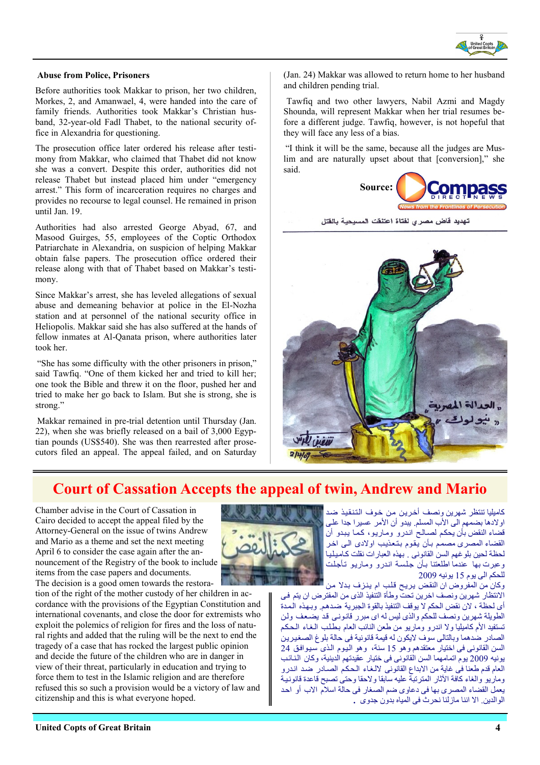### Abuse from Police, Prisoners

Before authorities took Makkar to prison, her two children, Morkes, 2, and Amanwael, 4, were handed into the care of family friends. Authorities took Makkar's Christian husband, 32-year-old Fadl Thabet, to the national security office in Alexandria for questioning.

The prosecution office later ordered his release after testimony from Makkar, who claimed that Thabet did not know she was a convert. Despite this order, authorities did not release Thabet but instead placed him under "emergency arrest." This form of incarceration requires no charges and provides no recourse to legal counsel. He remained in prison until Jan. 19.

Authorities had also arrested George Abyad, 67, and Masood Guirges, 55, employees of the Coptic Orthodox Patriarchate in Alexandria, on suspicion of helping Makkar obtain false papers. The prosecution office ordered their release along with that of Thabet based on Makkar's testimony.

Since Makkar's arrest, she has leveled allegations of sexual abuse and demeaning behavior at police in the El-Nozha station and at personnel of the national security office in Heliopolis. Makkar said she has also suffered at the hands of fellow inmates at Al-Qanata prison, where authorities later took her.

"She has some difficulty with the other prisoners in prison," said Tawfiq. "One of them kicked her and tried to kill her; one took the Bible and threw it on the floor, pushed her and tried to make her go back to Islam. But she is strong, she is strong."

Makkar remained in pre-trial detention until Thursday (Jan. 22), when she was briefly released on a bail of 3,000 Egyptian pounds (US$540). She was then rearrested after prosecutors filed an appeal. The appeal failed, and on Saturday (Jan. 24) Makkar was allowed to return home to her husband and children pending trial.

Tawfiq and two other lawyers, Nabil Azmi and Magdy Shounda, will represent Makkar when her trial resumes before a different judge. Tawfiq, however, is not hopeful that they will face any less of a bias.

"I think it will be the same, because all the judges are Muslim and are naturally upset about that [conversion]," she said.

Source: Compass Direct News — News from the Frontlines of Persecution

تهديد قاض مصري لفتاة اعتنقت المسيحية بالقتل

## Court of Cassation Accepts the appeal of twin, Andrew and Mario

Chamber advise in the Court of Cassation in Cairo decided to accept the appeal filed by the Attorney-General on the issue of twins Andrew and Mario as a theme and set the next meeting April 6 to consider the case again after the announcement of the Registry of the book to include items from the case papers and documents.

The decision is a good omen towards the restoration of the right of the mother custody of her children in accordance with the provisions of the Egyptian Constitution and international covenants, and close the door for extremists who exploit the polemics of religion for fires and the loss of natural rights and added that the ruling will be the next to end the tragedy of a case that has rocked the largest public opinion and decide the future of the children who are in danger in view of their threat, particularly in education and trying to force them to test in the Islamic religion and are therefore refused this so such a provision would be a victory of law and citizenship and this is what everyone hoped.

كاميليا تنتظر شهرين ونصف أخرين من خوف التنفيذ ضد اولادها بضمهم الى الأب المسلم. يبدو أن الأمر عسيرا جدا على قضاء النقض بأن يحكم لصالح اندرو وماريو، كما يبدو أن القضاء المصرى مصمم بأن يقوم بتعذيب اولادى الى اخر لحظة لحين بلوغهم السن القانونى. بهذه العبارات نقلت كاميليا وعبرت بها عندما اطلعتنا بأن جلسة اندرو وماريو تأجلت للحكم الى يوم 15 يونيه 2009

وكان من المفروض ان النقض يريح قلب ام ينزف بدلا من الانتظار شهرين ونصف اخرين تحت وطأة التنفيذ الذى من المفترض ان يتم فى أى لحظة ، لان نقض الحكم لا يوقف التنفيذ بالقوة الجبرية ضدهم. وبهذه المدة الطويلة شهرين ونصف للحكم والذى ليس له اى مبرر قانونى قد يضعف ولن تستفيد الأم كاميليا ولا اندرو وماريو من طعن النائب العام بطلب الغاء الحكم الصادر ضدهما وبالتالى سوف لايكون له قيمة قانونية فى حالة بلوغ الصغيرين السن القانونى فى اختيار معتقدهم وهو 15 سنة، وهو اليوم الذى سيوافق 24 يونيه 2009 يوم اتمامهما السن القانونى فى ختيار عقيدتهم الدينية، وكان النائب العام قد طعنا فى غاية من الابداع القانونى لالغاء الحكم الصادر ضد اندرو وماريو والغاء كافة الآثار المترتبة عليه سابقا ولاحقا وحتى تصبح قاعدة قانونية يعمل القضاء المصرى بها فى دعاوى ضم الصغار فى حالة اسلام الاب أو احدا الوالدين. الا اننا مازلنا نحرث فى المياه بدون جدوى .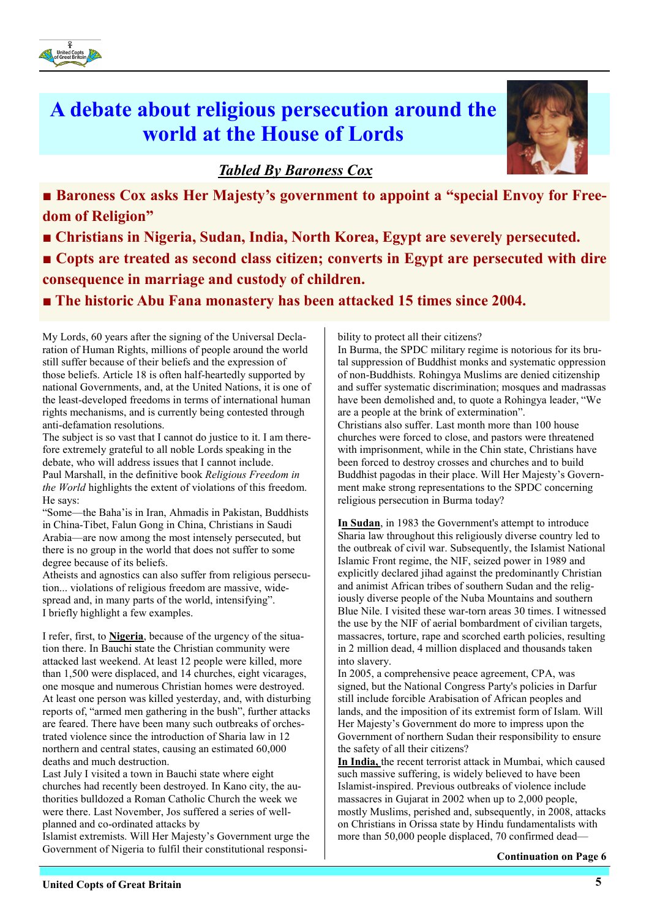# A debate about religious persecution around the world at the House of Lords

***Tabled By Baroness Cox***

- **Baroness Cox asks Her Majesty's government to appoint a "special Envoy for Freedom of Religion"**
- **Christians in Nigeria, Sudan, India, North Korea, Egypt are severely persecuted.**
- **Copts are treated as second class citizen; converts in Egypt are persecuted with dire consequence in marriage and custody of children.**
- **The historic Abu Fana monastery has been attacked 15 times since 2004.**

My Lords, 60 years after the signing of the Universal Declaration of Human Rights, millions of people around the world still suffer because of their beliefs and the expression of those beliefs. Article 18 is often half-heartedly supported by national Governments, and, at the United Nations, it is one of the least-developed freedoms in terms of international human rights mechanisms, and is currently being contested through anti-defamation resolutions.

The subject is so vast that I cannot do justice to it. I am therefore extremely grateful to all noble Lords speaking in the debate, who will address issues that I cannot include.

Paul Marshall, in the definitive book *Religious Freedom in the World* highlights the extent of violations of this freedom. He says:

"Some—the Baha'is in Iran, Ahmadis in Pakistan, Buddhists in China-Tibet, Falun Gong in China, Christians in Saudi Arabia—are now among the most intensely persecuted, but there is no group in the world that does not suffer to some degree because of its beliefs.

Atheists and agnostics can also suffer from religious persecution... violations of religious freedom are massive, widespread and, in many parts of the world, intensifying".

I briefly highlight a few examples.

I refer, first, to **Nigeria**, because of the urgency of the situation there. In Bauchi state the Christian community were attacked last weekend. At least 12 people were killed, more than 1,500 were displaced, and 14 churches, eight vicarages, one mosque and numerous Christian homes were destroyed. At least one person was killed yesterday, and, with disturbing reports of, "armed men gathering in the bush", further attacks are feared. There have been many such outbreaks of orchestrated violence since the introduction of Sharia law in 12 northern and central states, causing an estimated 60,000 deaths and much destruction.

Last July I visited a town in Bauchi state where eight churches had recently been destroyed. In Kano city, the authorities bulldozed a Roman Catholic Church the week we were there. Last November, Jos suffered a series of well-planned and co-ordinated attacks by Islamist extremists. Will Her Majesty's Government urge the Government of Nigeria to fulfil their constitutional responsibility to protect all their citizens?

In Burma, the SPDC military regime is notorious for its brutal suppression of Buddhist monks and systematic oppression of non-Buddhists. Rohingya Muslims are denied citizenship and suffer systematic discrimination; mosques and madrassas have been demolished and, to quote a Rohingya leader, "We are a people at the brink of extermination".

Christians also suffer. Last month more than 100 house churches were forced to close, and pastors were threatened with imprisonment, while in the Chin state, Christians have been forced to destroy crosses and churches and to build Buddhist pagodas in their place. Will Her Majesty's Government make strong representations to the SPDC concerning religious persecution in Burma today?

**In Sudan**, in 1983 the Government's attempt to introduce Sharia law throughout this religiously diverse country led to the outbreak of civil war. Subsequently, the Islamist National Islamic Front regime, the NIF, seized power in 1989 and explicitly declared jihad against the predominantly Christian and animist African tribes of southern Sudan and the religiously diverse people of the Nuba Mountains and southern Blue Nile. I visited these war-torn areas 30 times. I witnessed the use by the NIF of aerial bombardment of civilian targets, massacres, torture, rape and scorched earth policies, resulting in 2 million dead, 4 million displaced and thousands taken into slavery.

In 2005, a comprehensive peace agreement, CPA, was signed, but the National Congress Party's policies in Darfur still include forcible Arabisation of African peoples and lands, and the imposition of its extremist form of Islam. Will Her Majesty's Government do more to impress upon the Government of northern Sudan their responsibility to ensure the safety of all their citizens?

**In India,** the recent terrorist attack in Mumbai, which caused such massive suffering, is widely believed to have been Islamist-inspired. Previous outbreaks of violence include massacres in Gujarat in 2002 when up to 2,000 people, mostly Muslims, perished and, subsequently, in 2008, attacks on Christians in Orissa state by Hindu fundamentalists with more than 50,000 people displaced, 70 confirmed dead—

**Continuation on Page 6**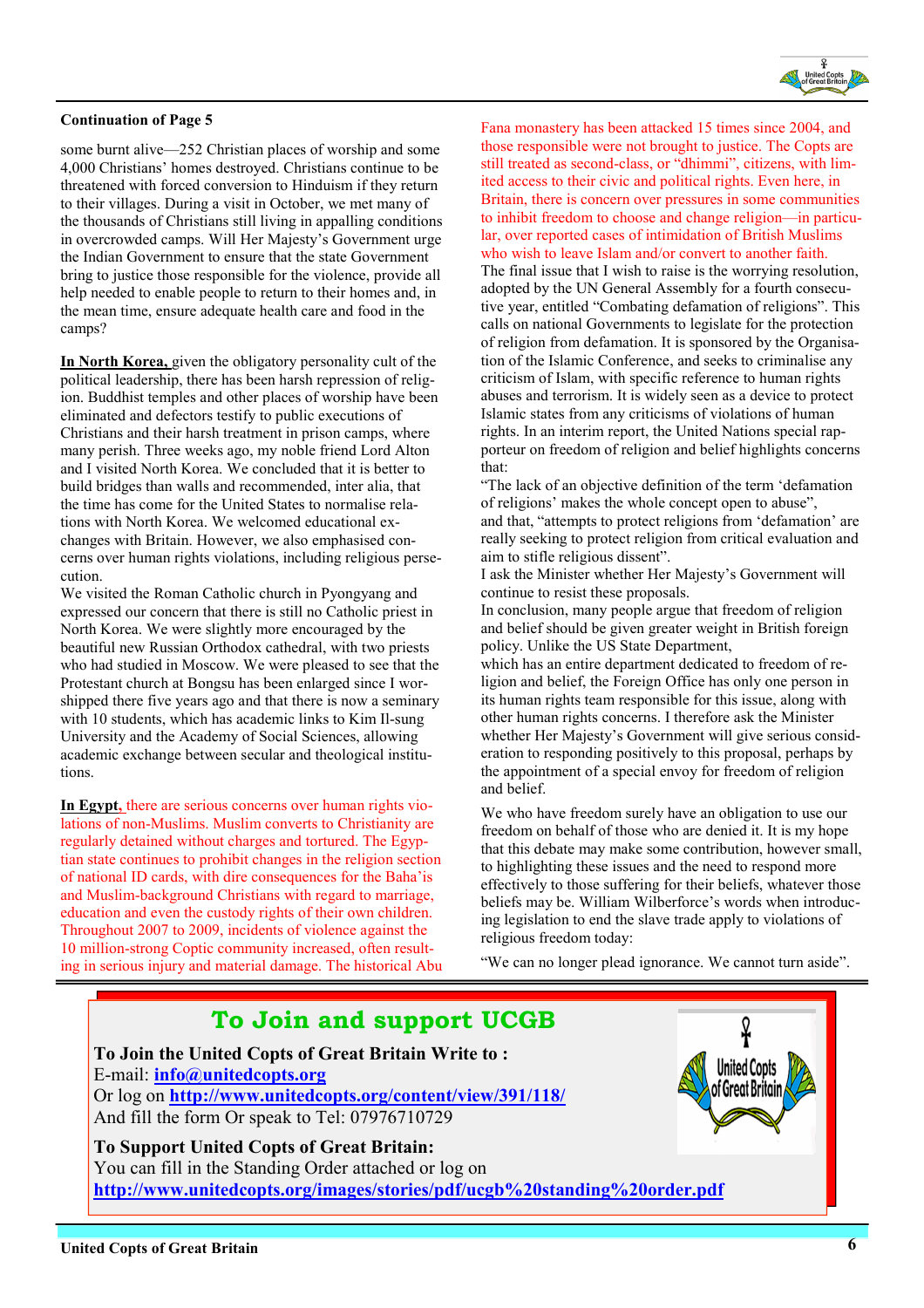**Continuation of Page 5**

some burnt alive—252 Christian places of worship and some 4,000 Christians' homes destroyed. Christians continue to be threatened with forced conversion to Hinduism if they return to their villages. During a visit in October, we met many of the thousands of Christians still living in appalling conditions in overcrowded camps. Will Her Majesty's Government urge the Indian Government to ensure that the state Government bring to justice those responsible for the violence, provide all help needed to enable people to return to their homes and, in the mean time, ensure adequate health care and food in the camps?

**In North Korea,** given the obligatory personality cult of the political leadership, there has been harsh repression of religion. Buddhist temples and other places of worship have been eliminated and defectors testify to public executions of Christians and their harsh treatment in prison camps, where many perish. Three weeks ago, my noble friend Lord Alton and I visited North Korea. We concluded that it is better to build bridges than walls and recommended, inter alia, that the time has come for the United States to normalise relations with North Korea. We welcomed educational exchanges with Britain. However, we also emphasised concerns over human rights violations, including religious persecution.

We visited the Roman Catholic church in Pyongyang and expressed our concern that there is still no Catholic priest in North Korea. We were slightly more encouraged by the beautiful new Russian Orthodox cathedral, with two priests who had studied in Moscow. We were pleased to see that the Protestant church at Bongsu has been enlarged since I worshipped there five years ago and that there is now a seminary with 10 students, which has academic links to Kim Il-sung University and the Academy of Social Sciences, allowing academic exchange between secular and theological institutions.

**In Egypt,** there are serious concerns over human rights violations of non-Muslims. Muslim converts to Christianity are regularly detained without charges and tortured. The Egyptian state continues to prohibit changes in the religion section of national ID cards, with dire consequences for the Baha'is and Muslim-background Christians with regard to marriage, education and even the custody rights of their own children. Throughout 2007 to 2009, incidents of violence against the 10 million-strong Coptic community increased, often resulting in serious injury and material damage. The historical Abu Fana monastery has been attacked 15 times since 2004, and those responsible were not brought to justice. The Copts are still treated as second-class, or "dhimmi", citizens, with limited access to their civic and political rights. Even here, in Britain, there is concern over pressures in some communities to inhibit freedom to choose and change religion—in particular, over reported cases of intimidation of British Muslims who wish to leave Islam and/or convert to another faith.

The final issue that I wish to raise is the worrying resolution, adopted by the UN General Assembly for a fourth consecutive year, entitled "Combating defamation of religions". This calls on national Governments to legislate for the protection of religion from defamation. It is sponsored by the Organisation of the Islamic Conference, and seeks to criminalise any criticism of Islam, with specific reference to human rights abuses and terrorism. It is widely seen as a device to protect Islamic states from any criticisms of violations of human rights. In an interim report, the United Nations special rapporteur on freedom of religion and belief highlights concerns that:

"The lack of an objective definition of the term 'defamation of religions' makes the whole concept open to abuse",

and that, "attempts to protect religions from 'defamation' are really seeking to protect religion from critical evaluation and aim to stifle religious dissent".

I ask the Minister whether Her Majesty's Government will continue to resist these proposals.

In conclusion, many people argue that freedom of religion and belief should be given greater weight in British foreign policy. Unlike the US State Department, which has an entire department dedicated to freedom of religion and belief, the Foreign Office has only one person in its human rights team responsible for this issue, along with other human rights concerns. I therefore ask the Minister whether Her Majesty's Government will give serious consideration to responding positively to this proposal, perhaps by the appointment of a special envoy for freedom of religion and belief.

We who have freedom surely have an obligation to use our freedom on behalf of those who are denied it. It is my hope that this debate may make some contribution, however small, to highlighting these issues and the need to respond more effectively to those suffering for their beliefs, whatever those beliefs may be. William Wilberforce's words when introducing legislation to end the slave trade apply to violations of religious freedom today:

"We can no longer plead ignorance. We cannot turn aside".

## To Join and support UCGB

**To Join the United Copts of Great Britain Write to :**
E-mail: **info@unitedcopts.org**
Or log on **http://www.unitedcopts.org/content/view/391/118/**
And fill the form Or speak to Tel: 07976710729

**To Support United Copts of Great Britain:**
You can fill in the Standing Order attached or log on
**http://www.unitedcopts.org/images/stories/pdf/ucgb%20standing%20order.pdf**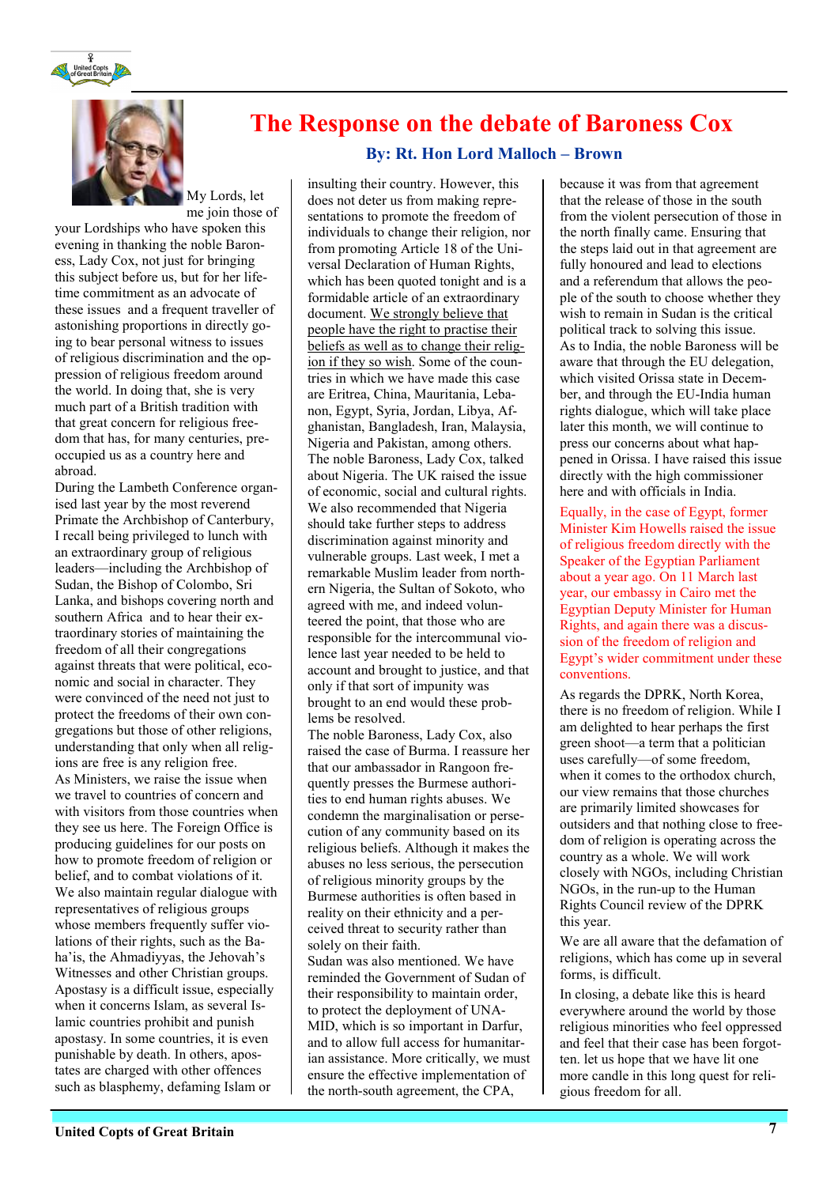# The Response on the debate of Baroness Cox

### By: Rt. Hon Lord Malloch – Brown

My Lords, let me join those of your Lordships who have spoken this evening in thanking the noble Baroness, Lady Cox, not just for bringing this subject before us, but for her lifetime commitment as an advocate of these issues and a frequent traveller of astonishing proportions in directly going to bear personal witness to issues of religious discrimination and the oppression of religious freedom around the world. In doing that, she is very much part of a British tradition with that great concern for religious freedom that has, for many centuries, preoccupied us as a country here and abroad.

During the Lambeth Conference organised last year by the most reverend Primate the Archbishop of Canterbury, I recall being privileged to lunch with an extraordinary group of religious leaders—including the Archbishop of Sudan, the Bishop of Colombo, Sri Lanka, and bishops covering north and southern Africa and to hear their extraordinary stories of maintaining the freedom of all their congregations against threats that were political, economic and social in character. They were convinced of the need not just to protect the freedoms of their own congregations but those of other religions, understanding that only when all religions are free is any religion free.

As Ministers, we raise the issue when we travel to countries of concern and with visitors from those countries when they see us here. The Foreign Office is producing guidelines for our posts on how to promote freedom of religion or belief, and to combat violations of it. We also maintain regular dialogue with representatives of religious groups whose members frequently suffer violations of their rights, such as the Baha'is, the Ahmadiyyas, the Jehovah's Witnesses and other Christian groups. Apostasy is a difficult issue, especially when it concerns Islam, as several Islamic countries prohibit and punish apostasy. In some countries, it is even punishable by death. In others, apostates are charged with other offences such as blasphemy, defaming Islam or insulting their country. However, this does not deter us from making representations to promote the freedom of individuals to change their religion, nor from promoting Article 18 of the Universal Declaration of Human Rights, which has been quoted tonight and is a formidable article of an extraordinary document. We strongly believe that people have the right to practise their beliefs as well as to change their religion if they so wish. Some of the countries in which we have made this case are Eritrea, China, Mauritania, Lebanon, Egypt, Syria, Jordan, Libya, Afghanistan, Bangladesh, Iran, Malaysia, Nigeria and Pakistan, among others.

The noble Baroness, Lady Cox, talked about Nigeria. The UK raised the issue of economic, social and cultural rights. We also recommended that Nigeria should take further steps to address discrimination against minority and vulnerable groups. Last week, I met a remarkable Muslim leader from northern Nigeria, the Sultan of Sokoto, who agreed with me, and indeed volunteered the point, that those who are responsible for the intercommunal violence last year needed to be held to account and brought to justice, and that only if that sort of impunity was brought to an end would these problems be resolved.

The noble Baroness, Lady Cox, also raised the case of Burma. I reassure her that our ambassador in Rangoon frequently presses the Burmese authorities to end human rights abuses. We condemn the marginalisation or persecution of any community based on its religious beliefs. Although it makes the abuses no less serious, the persecution of religious minority groups by the Burmese authorities is often based in reality on their ethnicity and a perceived threat to security rather than solely on their faith.

Sudan was also mentioned. We have reminded the Government of Sudan of their responsibility to maintain order, to protect the deployment of UNAMID, which is so important in Darfur, and to allow full access for humanitarian assistance. More critically, we must ensure the effective implementation of the north-south agreement, the CPA, because it was from that agreement that the release of those in the south from the violent persecution of those in the north finally came. Ensuring that the steps laid out in that agreement are fully honoured and lead to elections and a referendum that allows the people of the south to choose whether they wish to remain in Sudan is the critical political track to solving this issue.

As to India, the noble Baroness will be aware that through the EU delegation, which visited Orissa state in December, and through the EU-India human rights dialogue, which will take place later this month, we will continue to press our concerns about what happened in Orissa. I have raised this issue directly with the high commissioner here and with officials in India.

Equally, in the case of Egypt, former Minister Kim Howells raised the issue of religious freedom directly with the Speaker of the Egyptian Parliament about a year ago. On 11 March last year, our embassy in Cairo met the Egyptian Deputy Minister for Human Rights, and again there was a discussion of the freedom of religion and Egypt's wider commitment under these conventions.

As regards the DPRK, North Korea, there is no freedom of religion. While I am delighted to hear perhaps the first green shoot—a term that a politician uses carefully—of some freedom, when it comes to the orthodox church, our view remains that those churches are primarily limited showcases for outsiders and that nothing close to freedom of religion is operating across the country as a whole. We will work closely with NGOs, including Christian NGOs, in the run-up to the Human Rights Council review of the DPRK this year.

We are all aware that the defamation of religions, which has come up in several forms, is difficult.

In closing, a debate like this is heard everywhere around the world by those religious minorities who feel oppressed and feel that their case has been forgotten. let us hope that we have lit one more candle in this long quest for religious freedom for all.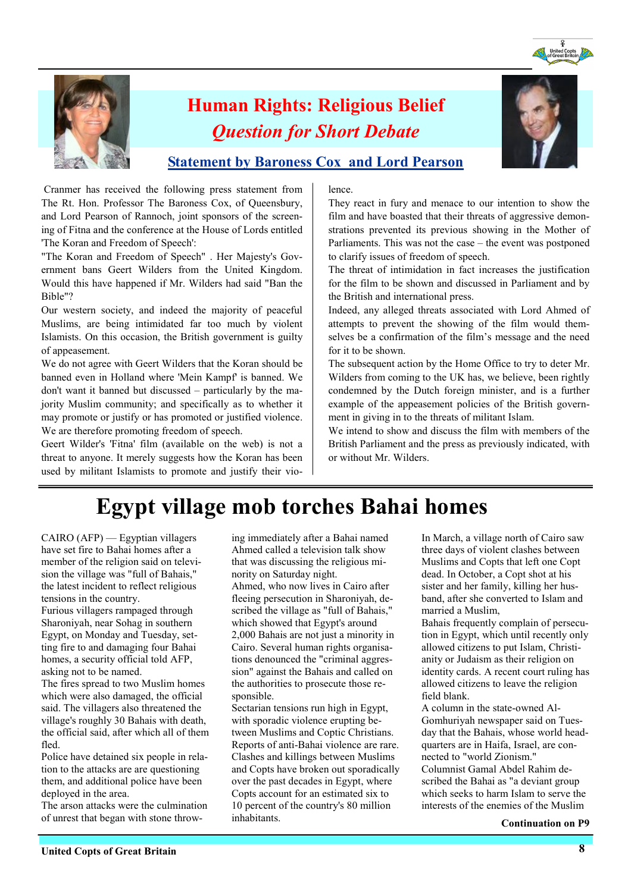# Human Rights: Religious Belief

## *Question for Short Debate*

### Statement by Baroness Cox and Lord Pearson

Cranmer has received the following press statement from The Rt. Hon. Professor The Baroness Cox, of Queensbury, and Lord Pearson of Rannoch, joint sponsors of the screening of Fitna and the conference at the House of Lords entitled 'The Koran and Freedom of Speech':

"The Koran and Freedom of Speech" . Her Majesty's Government bans Geert Wilders from the United Kingdom. Would this have happened if Mr. Wilders had said "Ban the Bible"?

Our western society, and indeed the majority of peaceful Muslims, are being intimidated far too much by violent Islamists. On this occasion, the British government is guilty of appeasement.

We do not agree with Geert Wilders that the Koran should be banned even in Holland where 'Mein Kampf' is banned. We don't want it banned but discussed – particularly by the majority Muslim community; and specifically as to whether it may promote or justify or has promoted or justified violence. We are therefore promoting freedom of speech.

Geert Wilder's 'Fitna' film (available on the web) is not a threat to anyone. It merely suggests how the Koran has been used by militant Islamists to promote and justify their violence.

They react in fury and menace to our intention to show the film and have boasted that their threats of aggressive demonstrations prevented its previous showing in the Mother of Parliaments. This was not the case – the event was postponed to clarify issues of freedom of speech.

The threat of intimidation in fact increases the justification for the film to be shown and discussed in Parliament and by the British and international press.

Indeed, any alleged threats associated with Lord Ahmed of attempts to prevent the showing of the film would themselves be a confirmation of the film's message and the need for it to be shown.

The subsequent action by the Home Office to try to deter Mr. Wilders from coming to the UK has, we believe, been rightly condemned by the Dutch foreign minister, and is a further example of the appeasement policies of the British government in giving in to the threats of militant Islam.

We intend to show and discuss the film with members of the British Parliament and the press as previously indicated, with or without Mr. Wilders.

# Egypt village mob torches Bahai homes

CAIRO (AFP) — Egyptian villagers have set fire to Bahai homes after a member of the religion said on television the village was "full of Bahais," the latest incident to reflect religious tensions in the country.

Furious villagers rampaged through Sharoniyah, near Sohag in southern Egypt, on Monday and Tuesday, setting fire to and damaging four Bahai homes, a security official told AFP, asking not to be named.

The fires spread to two Muslim homes which were also damaged, the official said. The villagers also threatened the village's roughly 30 Bahais with death, the official said, after which all of them fled.

Police have detained six people in relation to the attacks are are questioning them, and additional police have been deployed in the area.

The arson attacks were the culmination of unrest that began with stone throwing immediately after a Bahai named Ahmed called a television talk show that was discussing the religious minority on Saturday night.

Ahmed, who now lives in Cairo after fleeing persecution in Sharoniyah, described the village as "full of Bahais," which showed that Egypt's around 2,000 Bahais are not just a minority in Cairo. Several human rights organisations denounced the "criminal aggression" against the Bahais and called on the authorities to prosecute those responsible.

Sectarian tensions run high in Egypt, with sporadic violence erupting between Muslims and Coptic Christians.

Reports of anti-Bahai violence are rare. Clashes and killings between Muslims and Copts have broken out sporadically over the past decades in Egypt, where Copts account for an estimated six to 10 percent of the country's 80 million inhabitants.

In March, a village north of Cairo saw three days of violent clashes between Muslims and Copts that left one Copt dead. In October, a Copt shot at his sister and her family, killing her husband, after she converted to Islam and married a Muslim,

Bahais frequently complain of persecution in Egypt, which until recently only allowed citizens to put Islam, Christianity or Judaism as their religion on identity cards. A recent court ruling has allowed citizens to leave the religion field blank.

A column in the state-owned Al-Gomhuriyah newspaper said on Tuesday that the Bahais, whose world headquarters are in Haifa, Israel, are connected to "world Zionism."

Columnist Gamal Abdel Rahim described the Bahai as "a deviant group which seeks to harm Islam to serve the interests of the enemies of the Muslim

**Continuation on P9**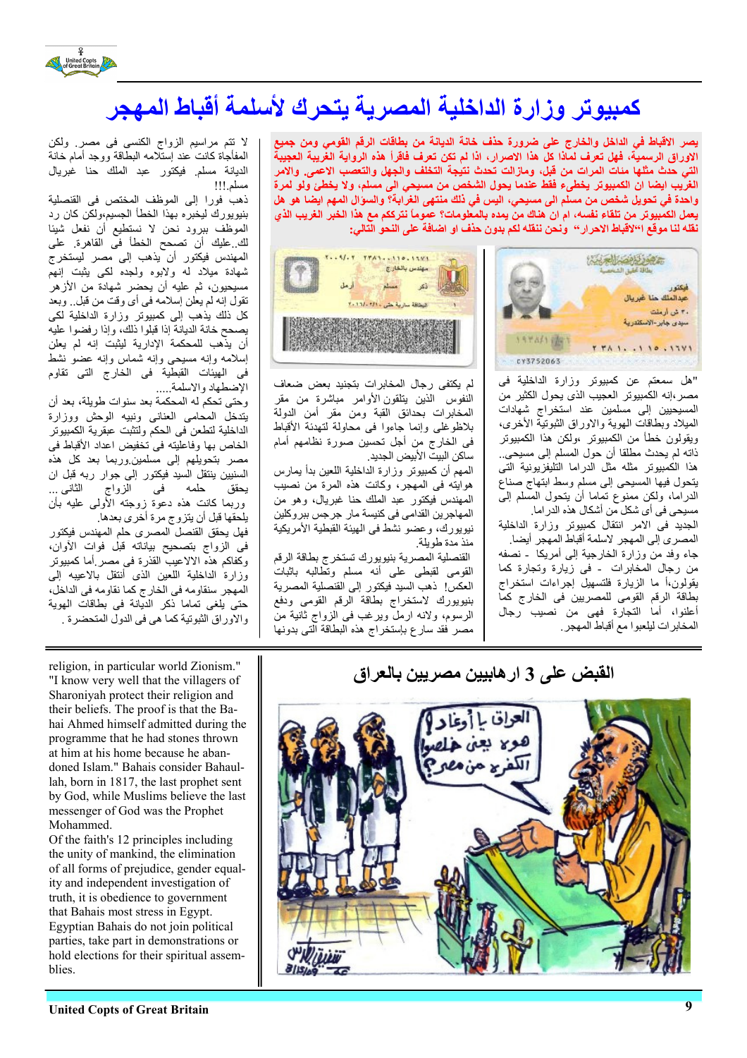# كمبيوتر وزارة الداخلية المصرية يتحرك لأسلمة أقباط المهجر

**يصر الاقباط في الداخل والخارج على ضرورة حذف خانة الديانة من بطاقات الرقم القومي ومن جميع الاوراق الرسمية، فهل تعرف لماذا كل هذا الاصرار، اذا لم تكن تعرف فاقرأ هذه الرواية الغريبة العجيبة التي حدث مثلها مئات المرات من قبل، ومازالت تحدث نتيجة التخلف والجهل والتعصب الاعمى. والامر الغريب ايضا ان الكمبيوتر يخطيء فقط عندما يحول الشخص من مسيحي الى مسلم، ولا يخطئ ولو لمرة واحدة في تحويل شخص من مسلم الى مسيحي، اليس في ذلك منتهى الغرابة؟ والسؤال المهم ايضا هو هل يعمل الكمبيوتر من تلقاء نفسه، ام ان هناك من يمده بالمعلومات؟ عموماً نتركم مع هذا الخبر الغريب الذي نقله لنا موقع «الاقباط الاحرار» ونحن ننقله لكم بدون حذف او اضافة على النحو التالي:**

"هل سمعتم عن كمبيوتر وزارة الداخلية في مصر،انه الكمبيوتر العجيب الذي يحول الكثير من المسيحيين إلى مسلمين عند استخراج شهادات الميلاد وبطاقات الهوية والاوراق الثبوتية الأخرى، ويقولون خطأ من الكمبيوتر ،ولكن هذا الكمبيوتر ذاته لم يحدث مطلقا أن حول المسلم إلى مسيحي.. هذا الكمبيوتر مثله مثل الدراما التليفزيونية التي يتحول فيها المسيحي إلى مسلم وسط ابتهاج صناع الدراما، ولكن ممنوع تماما أن يتحول المسلم إلى مسيحي في أي شكل من أشكال هذه الدراما.

الجديد في الامر انتقال كمبيوتر وزارة الداخلية المصري إلى المهجر لاسلمة أقباط المهجر أيضا.

جاء وفد من وزارة الخارجية إلى أمريكا - نصفه من رجال المخابرات - في زيارة وتجارة كما يقولون،أ ما الزيارة فلتسهيل إجراءات استخراج بطاقة الرقم القومي للمصريين في الخارج كما أعلنوا، أما التجارة فهي من نصيب رجال المخابرات ليلعبوا مع أقباط المهجر.

لم يكتفي رجال المخابرات بتجنيد بعض ضعاف النفوس الذين يتلقون الأوامر مباشرة من مقر المخابرات بحدائق القبة ومن مقر أمن الدولة بلاظوغلي وإنما جاءوا في محاولة لتهدئة الأقباط في الخارج من أجل تحسين صورة نظامهم أمام ساكن البيت الأبيض الجديد.

المهم أن كمبيوتر وزارة الداخلية اللعين بدأ يمارس هوايته في المهجر، وكانت هذه المرة من نصيب المهندس فيكتور عبد الملك حنا غبريال، وهو من المهاجرين القدامى في كنيسة مار جرجس ببروكلين نيويورك، وعضو نشط في الهيئة القبطية الأمريكية منذ مدة طويلة.

القنصلية المصرية بنيويورك تستخرج بطاقة الرقم القومي لقبطي على أنه مسلم وتطالبه باثبات العكس! ذهب السيد فيكتور إلى القنصلية المصرية بنيويورك لاستخراج بطاقة الرقم القومي ودفع الرسوم، ولانه ارمل ويرغب في الزواج ثانية من مصر فقد سارع بإستخراج هذه البطاقة التي بدونها لا تتم مراسم الزواج الكنسي في مصر. ولكن المفاجأة كانت عند إستلامه البطاقة ووجد أمام خانة الديانة مسلم. فيكتور عبد الملك حنا غبريال مسلم..!!!

ذهب فورا إلى الموظف المختص في القنصلية بنيويورك ليخبره بهذا الخطأ الجسيم،ولكن كان رد الموظف ببرود نحن لا نستطيع أن نفعل شيئا لك..عليك أن تصحح الخطأ في القاهرة. على المهندس فيكتور أن يذهب إلى مصر ليستخرج شهادة ميلاد له ولابوه ولجده لكي يثبت إنهم مسيحيون، ثم عليه أن يحضر شهادة من الأزهر تقول انه لم يعلن إسلامه في أي وقت من قبل.. وبعد كل ذلك يذهب إلى كمبيوتر وزارة الداخلية لكي يصحح خانة الديانة إذا قبلوا ذلك، وإذا رفضوا عليه أن يذهب للمحكمة الإدارية ليثبت إنه لم يعلن إسلامه وإنه مسيحي وإنه شماس وإنه عضو نشط في الهيئات القبطية في الخارج التي تقاوم الإضطهاد والاسلمة.....

وحتى تحكم له المحكمة بعد سنوات طويلة، بعد أن يتدخل المحامي العناني ونيبه الوحش ووزارة الداخلية لتطعن في الحكم ولتثبت عبقرية الكمبيوتر الخاص بها وفاعليته في تخفيض اعداد الأقباط في مصر بتحويلهم إلى مسلمين.وربما بعد كل هذه السنين ينتقل السيد فيكتور إلى جوار ربه قبل أن يحقق حلمه في الزواج الثاني ... وربما كانت هذه دعوة زوجته الأولى عليه بأن يلحقها قبل أن يتزوج مرة أخرى بعدها.

فهل يحقق القنصل المصري حلم المهندس فيكتور في الزواج بتصحيح بياناته قبل فوات الأوان، وكفاكم هذه الالاعيب القذرة في مصر.أما كمبيوتر وزارة الداخلية اللعين الذي أنتقل بالاعيبه إلى المهجر سنقاومه في الخارج كما نقاومه في الداخل، حتى يلغي تماما ذكر الديانة في بطاقات الهوية والاوراق الثبوتية كما هي في الدول المتحضرة .

## القبض على 3 ارهابيين مصريين بالعراق

religion, in particular world Zionism." "I know very well that the villagers of Sharoniyah protect their religion and their beliefs. The proof is that the Bahai Ahmed himself admitted during the programme that he had stones thrown at him at his home because he abandoned Islam." Bahais consider Bahaullah, born in 1817, the last prophet sent by God, while Muslims believe the last messenger of God was the Prophet Mohammed.

Of the faith's 12 principles including the unity of mankind, the elimination of all forms of prejudice, gender equality and independent investigation of truth, it is obedience to government that Bahais most stress in Egypt. Egyptian Bahais do not join political parties, take part in demonstrations or hold elections for their spiritual assemblies.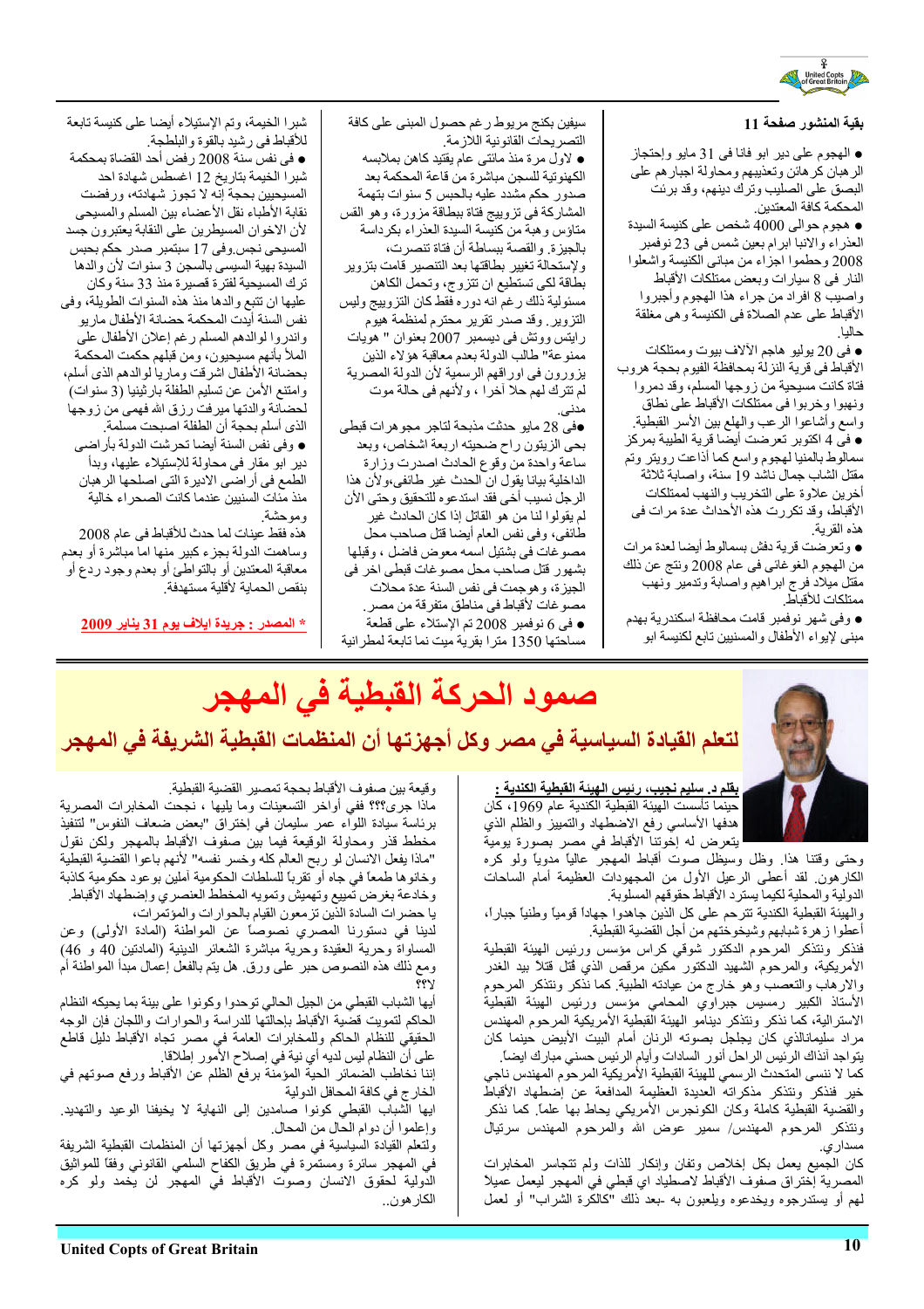## بقية المنشور صفحة 11

- الهجوم على دير ابو فانا فى 31 مايو وإحتجاز الرهبان كرهائن وتعذيبهم ومحاولة اجبارهم على البصق على الصليب وترك دينهم، وقد برئت المحكمة كافة المعتدين.
- هجوم حوالى 4000 شخص على كنيسة السيدة العذراء والانبا ابرام بعين شمس فى 23 نوفمبر 2008 وحطموا اجزاء من مبانى الكنيسة واشعلوا النار فى 8 سيارات وبعض ممتلكات الأقباط واصيب 8 افراد من جراء هذا الهجوم وأجبروا الأقباط على عدم الصلاة فى الكنيسة وهى مغلقة حاليا.
- فى 20 يوليو هاجم الآلاف بيوت وممتلكات الأقباط فى قرية النزلة بمحافظة الفيوم بحجة هروب فتاة كانت مسيحية من زوجها المسلم، وقد دمروا ونهبوا وخربوا فى ممتلكات الأقباط على نطاق واسع وأشاعوا الرعب والهلع بين الأسر القبطية.
- فى 4 اكتوبر تعرضت أيضا قرية الطيبة بمركز سمالوط بالمنيا لهجوم واسع كما أذاعت رويتر وتم مقتل الشاب جمال ناشد 19 سنة، واصابة ثلاثة أخرين علاوة على التخريب والنهب لممتلكات الأقباط، وقد تكررت هذه الأحداث عدة مرات فى هذه القرية.
- وتعرضت قرية دفش بسمالوط أيضا لعدة مرات من الهجوم الغوغائى فى عام 2008 ونتج عن ذلك مقتل ميلاد فرج ابراهيم واصابة وتدمير ونهب ممتلكات للأقباط.
- وفى شهر نوفمبر قامت محافظة اسكندرية بهدم مبنى لإيواء الأطفال والمسنيين تابع لكنيسة ابو سيفين بكنج مريوط رغم حصول المبنى على كافة التصريحات القانونية اللازمة.
- لاول مرة منذ مائتى عام يقتاد كاهن بملابسه الكهنوتية للسجن مباشرة من قاعة المحكمة بعد صدور حكم مشدد عليه بالحبس 5 سنوات بتهمة المشاركة فى تزويج فتاة ببطاقة مزورة، وهو القس متاؤس وهبة من كنيسة السيدة العذراء بكرداسة بالجيزة. والقصة ببساطة أن فتاة تنصرت، ولإستحالة تغيير بطاقتها بعد التنصير قامت بتزوير بطاقة لكى تستطيع ان تتزوج، وتحمل الكاهن مسئولية ذلك رغم انه دوره فقط كان التزويج وليس التزوير. وقد صدر تقرير محترم لمنظمة هيوم رايتس ووتش فى ديسمبر 2007 بعنوان " هويات ممنوعة" طالب الدولة بعدم معاقبة هؤلاء الذين يزورون فى اوراقهم الرسمية لأن الدولة المصرية لم تترك لهم حلا آخرا ، ولأنهم فى حالة موت مدنى.
- فى 28 مايو حدثت مذبحة لتاجر مجوهرات قبطى بحى الزيتون راح ضحيته اربعة اشخاص، وبعد ساعة واحدة من وقوع الحادث اصدرت وزارة الداخلية بيانا يقول ان الحدث غير طائفى،ولأن هذا الرجل نسيب أخى فقد استدعوه للتحقيق وحتى الأن لم يقولوا لنا من هو القاتل إذا كان الحادث غير طائفى، وفى نفس العام أيضا قتل صاحب محل مصوغات فى بشتيل اسمه معوض فاضل ، وقبلها بشهور قتل صاحب محل مصوغات قبطى اخر فى الجيزة، وهوجمت فى نفس السنة عدة محلات مصوغات لأقباط فى مناطق متفرقة من مصر.
- فى 6 نوفمبر 2008 تم الإستلاء على قطعة مساحتها 1350 مترا بقرية ميت نما تابعة لمطرانية شبرا الخيمة، وتم الإستيلاء أيضا على كنيسة تابعة للأقباط فى رشيد بالقوة والبلطجة.
- فى نفس سنة 2008 رفض أحد القضاة بمحكمة شبرا الخيمة بتاريخ 12 اغسطس شهادة احد المسيحيين بحجة إنه لا تجوز شهادته، ورفضت نقابة الأطباء نقل الأعضاء بين المسلم والمسيحى لأن الاخوان المسيطرين على النقابة يعتبرون جسد المسيحى نجس.وفى 17 سبتمبر صدر حكم بحبس السيدة بهية السيسى بالسجن 3 سنوات لأن والدها ترك المسيحية لفترة قصيرة منذ 33 سنة وكان عليها ان تتبع والدها منذ هذه السنوات الطويلة، وفى نفس السنة أيدت المحكمة حضانة الأطفال ماريو واندرو لوالدهم المسلم رغم إعلان الأطفال على الملأ بأنهم مسيحيون، ومن قبلهم حكمت المحكمة بحضانة الأطفال أشرقت وماريا لوالدهم الذى أسلم، وامتنع الأمن عن تسليم الطفلة بارثينيا (3 سنوات) لحضانة والدتها ميرفت رزق الله فهى من زوجها الذى أسلم بحجة أن الطفلة اصبحت مسلمة.
- وفى نفس السنة أيضا تحرشت الدولة بأراضى دير ابو مقار فى محاولة للإستيلاء عليها، وبدأ الطمع فى أراضى الاديرة التى اصلحها الرهبان منذ مئات السنين عندما كانت الصحراء خالية وموحشة.

هذه فقط عينات لما حدث للأقباط فى عام 2008 وساهمت الدولة بجزء كبير منها اما مباشرة أو بعدم معاقبة المعتدين أو بالتواطئ أو بعدم وجود ردع أو بنقص الحماية لأقلية مستهدفة.

* المصدر : جريدة ايلاف يوم 31 يناير 2009

# صمود الحركة القبطية في المهجر

## لتعلم القيادة السياسية في مصر وكل أجهزتها أن المنظمات القبطية الشريفة في المهجر

**بقلم د. سليم نجيب، رئيس الهيئة القبطية الكندية :**

حينما تأسست الهيئة القبطية الكندية عام 1969، كان هدفها الأساسي رفع الاضطهاد والتمييز والظلم الذي يتعرض له إخوتنا الأقباط في مصر بصورة يومية وحتى وقتنا هذا. وظل وسيظل صوت أقباط المهجر عالياً مدوياً ولو كره الكارهون. لقد أعطى الرعيل الأول من المجهودات العظيمة أمام الساحات الدولية والمحلية لكيما يسترد الأقباط حقوقهم المسلوبة.

والهيئة القبطية الكندية تترحم على كل الذين جاهدوا جهاداً قومياً وطنياً جباراً، أعطوا زهرة شبابهم وشيخوختهم من أجل القضية القبطية.

فنذكر ونتذكر المرحوم الدكتور شوقي كراس مؤسس ورئيس الهيئة القبطية الأمريكية، والمرحوم الشهيد الدكتور مكين مرقص الذي قُتل قتلاً بيد الغدر والارهاب والتعصب وهو خارج من عيادته الطبية. كما نذكر ونتذكر المرحوم الأستاذ الكبير رمسيس جبراوي المحامي مؤسس ورئيس الهيئة القبطية الاسترالية، كما نذكر ونتذكر ديناموا الهيئة القبطية الأمريكية المرحوم المهندس مراد سليمانالذي كان يجلجل بصوته الرنان أمام البيت الأبيض حينما كان يتواجد أنذاك الرئيس الراحل أنور السادات وأيام الرئيس حسني مبارك أيضاً.

كما لا ننسى المتحدث الرسمي للهيئة القبطية الأمريكية المرحوم المهندس ناجي خير فنذكر ونتذكر مذكراته العديدة العظيمة المدافعة عن إضطهاد الأقباط والقضية القبطية كاملة وكان الكونجرس الأمريكي يحاط بها علماً. كما نذكر ونتذكر المرحوم المهندس/ سمير عوض الله والمرحوم المهندس سرتيال مسداري.

كان الجميع يعمل بكل إخلاص وتفان وإنكار للذات ولم تتجاسر المخابرات المصرية إختراق صفوف الأقباط لاصطياد اي قبطي في المهجر ليعمل عميلاً لهم أو يستدرجوه ويخدعوه ويلعبون به -بعد ذلك "كالكرة الشراب" أو لعمل وقيعة بين صفوف الأقباط بحجة تمصير القضية القبطية.

ماذا جرى؟؟؟ ففي أواخر التسعينات وما يليها ، نجحت المخابرات المصرية برئاسة سيادة اللواء عمر سليمان في إختراق "بعض ضعاف النفوس" لتنفيذ مخطط قذر ومحاولة الوقيعة فيما بين صفوف الأقباط بالمهجر ولكن نقول "ماذا يفعل الانسان لو ربح العالم كله وخسر نفسه" لأنهم باعوا القضية القبطية وخانوها طمعاً في جاه أو تقرباً للسلطات الحكومية أملين بوعود حكومية كاذبة وخادعة بغرض تمييع وتهميش وتمويه المخطط العنصري وإضطهاد الأقباط.

يا حضرات السادة الذين تزعمون القيام بالحوارات والمؤتمرات،

لدينا في دستورنا المصري نصوصاً عن المواطنة (المادة الأولى) وعن المساواة وحرية العقيدة وحرية مباشرة الشعائر الدينية (المادتين 40 و 46) ومع ذلك هذه النصوص حبر على ورق. هل يتم بالفعل إعمال مبدأ المواطنة أم لا؟؟؟

أيها الشباب القبطي من الجيل الحالي توحدوا وكونوا على بينة بما يحيكه النظام الحاكم لتمويت قضية الأقباط بإحالتها للدراسة والحوارات واللجان فإن الوجه الحقيقي للنظام الحاكم وللمخابرات العامة في مصر تجاه الأقباط دليل قاطع على أن النظام ليس لديه أي نية في إصلاح الأمور إطلاقا.

إننا نخاطب الضمائر الحية المؤمنة برفع الظلم عن الأقباط ورفع صوتهم في الخارج في كافة المحافل الدولية

ايها الشباب القبطي كونوا صامدين إلى النهاية لا يخيفنا الوعيد والتهديد. وإعلموا أن دوام الحال من المحال.

ولتعلم القيادة السياسية في مصر وكل أجهزتها أن المنظمات القبطية الشريفة في المهجر سائرة ومستمرة في طريق الكفاح السلمي القانوني وفقاً للمواثيق الدولية لحقوق الانسان وصوت الأقباط في المهجر لن يخمد ولو كره الكارهون..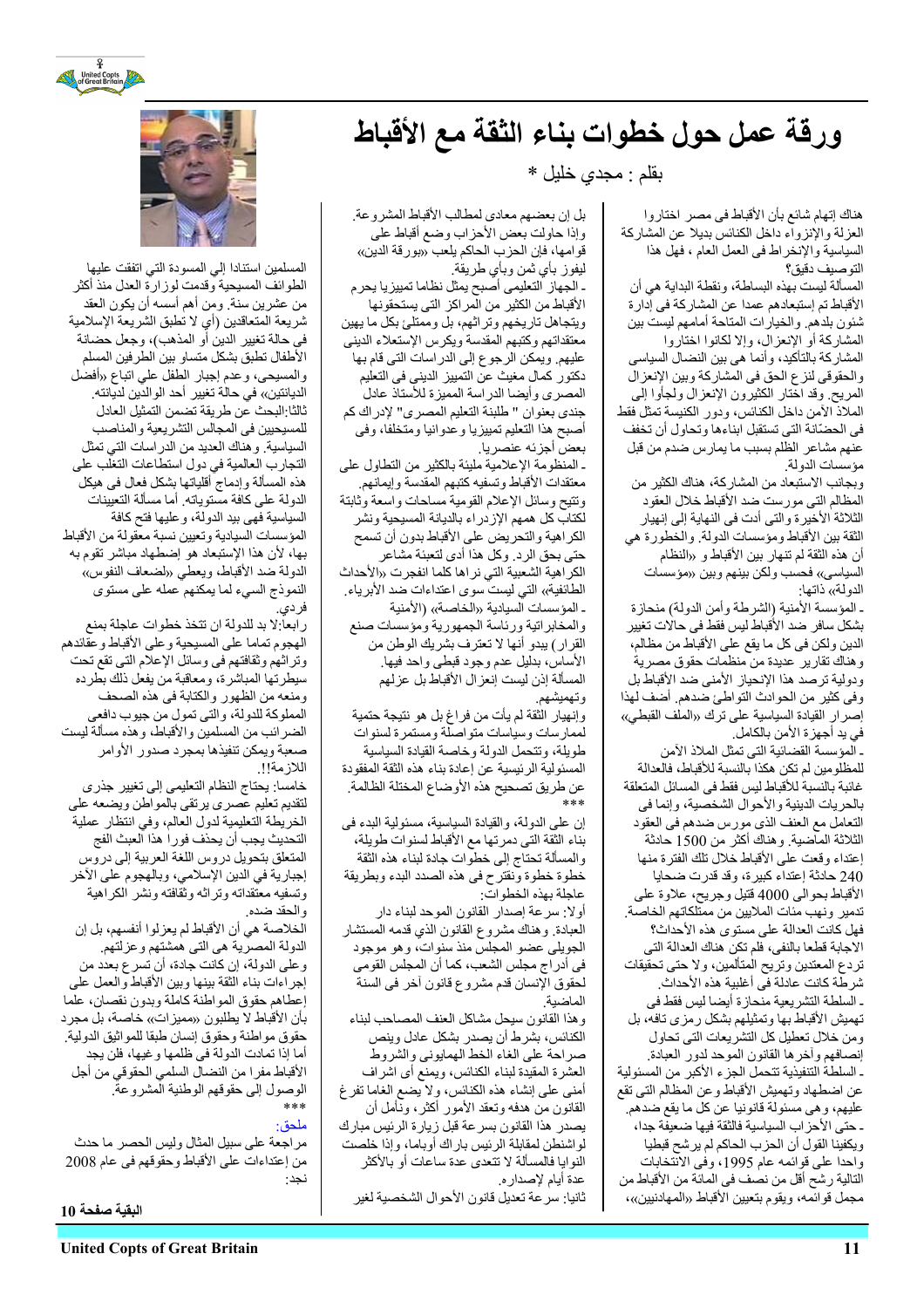# ورقة عمل حول خطوات بناء الثقة مع الأقباط

بقلم : مجدي خليل *

هناك إتهام شائع بأن الأقباط فى مصر اختاروا العزلة والإنزواء داخل الكنائس بديلا عن المشاركة السياسية والإنخراط فى العمل العام ، فهل هذا التوصيف دقيق؟

المسألة ليست بهذه البساطة، ونقطة البداية هي أن الأقباط تم إستبعادهم عمدا عن المشاركة فى إدارة شئون بلدهم. والخيارات المتاحة أمامهم ليست بين المشاركة أو الإنعزال، وإلا لكانوا اختاروا المشاركة بالتأكيد، وأنما هى بين النضال السياسى والحقوقى لنزع الحق فى المشاركة وبين الإنعزال المريح. وقد اختار الكثيرون الإنعزال ولجأوا إلى الملاذ الآمن داخل الكنائس، ودور الكنيسة تمثل فقط فى الحضّانة التى تستقبل ابناءها وتحاول أن تخفف عنهم مشاعر الظلم بسبب ما يمارس ضدهم من قبل مؤسسات الدولة.

وبجانب الاستبعاد من المشاركة، هناك الكثير من المظالم التى مورست ضد الأقباط خلال العقود الثلاثة الأخيرة والتى أدت فى النهاية إلى إنهيار الثقة بين الأقباط ومؤسسات الدولة. والخطورة هي أن هذه الثقة لم تنهار بين الأقباط و «النظام السياسى» فحسب ولكن بينهم وبين «مؤسسات الدولة» ذاتها:

- المؤسسة الأمنية (الشرطة وأمن الدولة) منحازة بشكل سافر ضد الأقباط ليس فقط فى حالات تغيير الدين ولكن فى كل ما يقع على الأقباط من مظالم، وهناك تقارير عديدة من منظمات حقوق مصرية ودولية ترصد هذا الإنحياز الأمنى ضد الأقباط بل وفى كثير من الحوادث التواطئ ضدهم. أضف لهذا إصرار القيادة السياسية على ترك «الملف القبطي» فى يد أجهزة الأمن بالكامل.

- المؤسسة القضائية التى تمثل الملاذ الأمن للمظلومين لم تكن هكذا بالنسبة للأقباط، فالعدالة غائبة بالنسبة للأقباط ليس فقط فى المسائل المتعلقة بالحريات الدينية والأحوال الشخصية، وإنما فى التعامل مع العنف الذى مورس ضدهم فى العقود الثلاثة الماضية. وهناك أكثر من 1500 حادثة إعتداء وقعت على الأقباط خلال تلك الفترة منها 240 حادثة إعتداء كبيرة، وقد قدرت ضحايا الأقباط بحوالى 4000 قتيل وجريح، علاوة على تدمير ونهب مئات الملايين من ممتلكاتهم الخاصة. فهل كانت العدالة على مستوى هذه الأحداث؟ الاجابة قطعا بالنفى، فلم تكن هناك العدالة التى تردع المعتدين وتريح المتألمين، ولا حتى تحقيقات شرطة كانت عادلة فى أغلبية هذه الأحداث.

- السلطة التشريعية منحازة أيضا ليس فقط فى تهميش الأقباط بها وتمثيلهم بشكل رمزى تافه، بل ومن خلال تعطيل كل التشريعات التى تحاول إنصافهم وآخرها القانون الموحد لدور العبادة.

- السلطة التنفيذية تتحمل الجزء الأكبر من المسئولية عن اضطهاد وتهميش الأقباط وعن المظالم التى تقع عليهم، وهى مسئولة قانونيا عن كل ما يقع ضدهم.

- حتى الأحزاب السياسية فالثقة فيها ضعيفة جدا، ويكفينا القول أن الحزب الحاكم لم يرشح قبطيا واحدا على قوائمه عام 1995، وفى الانتخابات التالية رشح أقل من نصف فى المائة من الأقباط من مجمل قوائمه، ويقوم بتعيين الأقباط «المهادنيين»، بل إن بعضهم معادى لمطالب الأقباط المشروعة. وإذا حاولت بعض الأحزاب وضع أقباط على قوائمها، فإن الحزب الحاكم يلعب «بورقة الدين» ليفوز بأي ثمن وبأي طريقة.

- الجهاز التعليمي أصبح يمثل نظاما تمييزيا يحرم الأقباط من الكثير من المراكز التى يستحقونها ويتجاهل تاريخهم وتراثهم، بل وممتلئ بكل ما يهين معتقداتهم وكتبهم المقدسة ويكرس الإستعلاء الدينى عليهم. ويمكن الرجوع إلى الدراسات التى قام بها دكتور كمال مغيث عن التمييز الدينى فى التعليم المصرى وأيضا الدراسة المميزة للأستاذ عادل جندى بعنوان " طلبنة التعليم المصرى" لإدراك كم أصبح هذا التعليم تمييزيا وعدوانيا ومتخلفا، وفى بعض أجزائه عنصريا.

- المنظومة الإعلامية مليئة بالكثير من التطاول على معتقدات الأقباط وتسفيه كتبهم المقدسة وإيمانهم. وتتيح وسائل الإعلام القومية مساحات واسعة وثابتة لكتاب كل همهم الإزدراء بالديانة المسيحية ونشر الكراهية والتحريض على الأقباط بدون أن تسمح حتى بحق الرد. وكل هذا أدى لتعبئة مشاعر الكراهية الشعبية التي نراها كلما انفجرت «الأحداث الطائفية» التي ليست سوى اعتداءات ضد الأبرياء.

- المؤسسات السيادية «الخاصة» (الأمنية والمخابراتية ورئاسة الجمهورية ومؤسسات صنع القرار) يبدو أنها لا تعترف بشريك الوطن من الأساس، بدليل عدم وجود قبطي واحد فيها.

المسألة إذن ليست إنعزال الأقباط بل عزلهم وتهميشهم.

وإنهيار الثقة لم يأت من فراغ بل هو نتيجة حتمية لممارسات وسياسات متواصلة ومستمرة لسنوات طويلة، وتتحمل الدولة وخاصة القيادة السياسية المسئولية الرئيسية عن إعادة بناء هذه الثقة المفقودة عن طريق تصحيح هذه الأوضاع المختلة الظالمة.

***

إن على الدولة، والقيادة السياسية، مسئولية البدء فى بناء الثقة التى دمرتها مع الأقباط لسنوات طويلة، والمسألة تحتاج إلى خطوات جادة لبناء هذه الثقة خطوة خطوة ونقترح فى هذه الصدد البدء وبطريقة عاجلة بهذه الخطوات:

أولا: سرعة إصدار القانون الموحد لبناء دار العبادة. وهناك مشروع القانون الذي قدمه المستشار الجويلي عضو المجلس منذ سنوات، وهو موجود فى أدراج مجلس الشعب، كما أن المجلس القومى لحقوق الإنسان قدم مشروع قانون آخر فى السنة الماضية.

وهذا القانون سيحل مشاكل العنف المصاحب لبناء الكنائس، بشرط أن يصدر بشكل عادل وينص صراحة على الغاء الخط الهمايونى والشروط العشرة المقيدة لبناء الكنائس، ويمنع أي اشراف أمنى على إنشاء هذه الكنائس، ولا يضع الغاما تفرغ القانون من هدفه وتعقد الأمور أكثر، ونأمل أن يصدر هذا القانون بسرعة قبل زيارة الرئيس مبارك لواشنطن لمقابلة الرئيس باراك أوباما، وإذا خلصت النوايا فالمسألة لا تتعدى عدة ساعات أو بالأكثر عدة أيام لإصداره.

ثانيا: سرعة تعديل قانون الأحوال الشخصية لغير المسلمين استنادا إلى المسودة التي اتفقت عليها الطوائف المسيحية وقدمت لوزارة العدل منذ أكثر من عشرين سنة. ومن أهم أسسه أن يكون العقد شريعة المتعاقدين (أي لا تطبق الشريعة الإسلامية فى حالة تغيير الدين أو المذهب)، وجعل حضانة الأطفال تطبق بشكل متساو بين الطرفين المسلم والمسيحى، وعدم إجبار الطفل على اتباع «أفضل الديانتين» في حالة تغيير أحد الوالدين لديانته.

ثالثا:البحث عن طريقة تضمن التمثيل العادل للمسيحيين فى المجالس التشريعية والمناصب السياسية. وهناك العديد من الدراسات التي تمثل التجارب العالمية في دول استطاعت التغلب على هذه المسألة وإدماج أقلياتها بشكل فعال في هيكل الدولة على كافة مستوياته. أما مسألة التعيينات السياسية فهى بيد الدولة، وعليها فتح كافة المؤسسات السيادية وتعيين نسبة معقولة من الأقباط بها، لأن هذا الإستبعاد هو إضطهاد مباشر تقوم به الدولة ضد الأقباط، ويعطي «لضعاف النفوس» النموذج السيء لما يمكنهم عمله على مستوى فردي.

رابعا:لا بد للدولة ان تتخذ خطوات عاجلة بمنع الهجوم تماما على المسيحية وعلى الأقباط وعقائدهم وتراثهم وثقافتهم فى وسائل الإعلام التى تقع تحت سيطرتها المباشرة، ومعاقبة من يفعل ذلك بطرده ومنعه من الظهور والكتابة فى هذه الصحف المملوكة للدولة، والتى تمول من جيوب دافعى الضرائب من المسلمين والأقباط، وهذه مسألة ليست صعبة ويمكن تنفيذها بمجرد صدور الأوامر اللازمة!!.

خامسا: يحتاج النظام التعليمي إلى تغيير جذرى لتقديم تعليم عصرى يرتقى بالمواطن ويضعه على الخريطة التعليمية لدول العالم، وفي انتظار عملية التحديث يجب أن يحذف فورا هذا العبث الفج المتعلق بتحويل دروس اللغة العربية إلى دروس إجبارية فى الدين الإسلامي، وبالهجوم على الآخر وتسفيه معتقداته وتراثه وثقافته ونشر الكراهية والحقد ضده.

الخلاصة هي أن الأقباط لم يعزلوا أنفسهم، بل إن الدولة المصرية هى التى همشتهم وعزلتهم. وعلى الدولة، إن كانت جادة، أن تسرع بعدد من إجراءات بناء الثقة بينها وبين الأقباط والعمل على إعطاهم حقوق المواطنة كاملة وبدون نقصان، علما بأن الأقباط لا يطلبون «مميزات» خاصة، بل مجرد حقوق مواطنة وحقوق إنسان طبقا للمواثيق الدولية. أما إذا تمادت الدولة فى ظلمها وغيها، فلن يجد الأقباط مفرا من النضال السلمي الحقوقي من أجل الوصول إلى حقوقهم الوطنية المشروعة.

***

ملحق:

مراجعة على سبيل المثال وليس الحصر ما حدث من إعتداءات على الأقباط وحقوقهم فى عام 2008 نجد:

البقية صفحة 10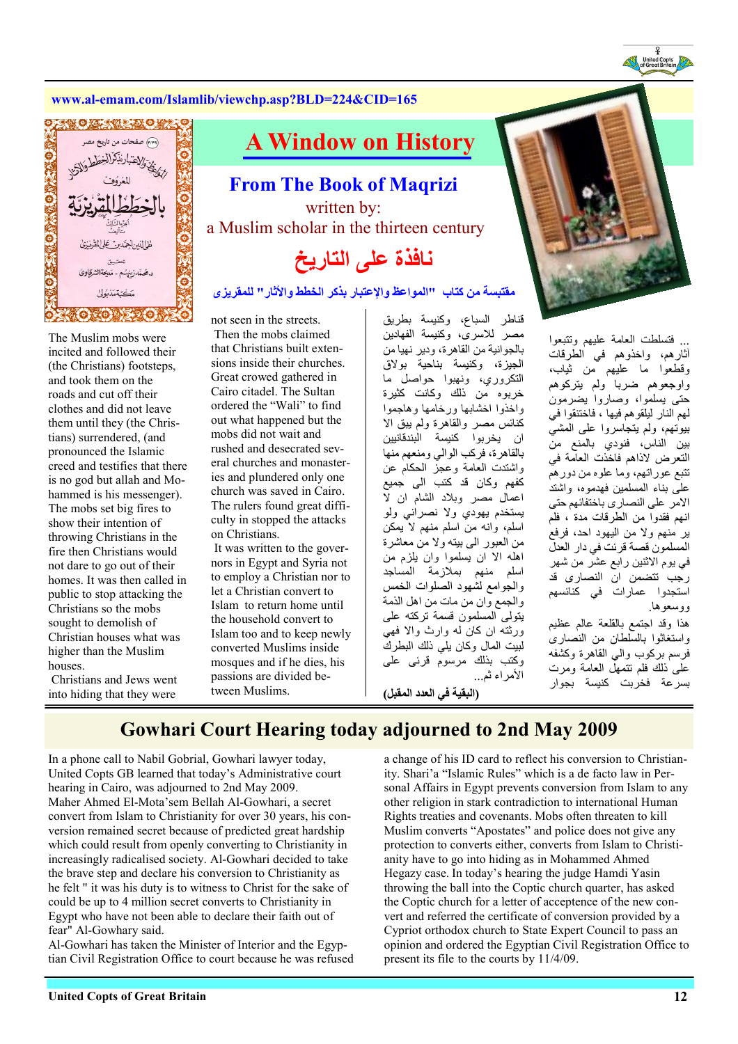www.al-emam.com/Islamlib/viewchp.asp?BLD=224&CID=165

# A Window on History

## From The Book of Maqrizi

written by:
a Muslim scholar in the thirteen century

## نافذة على التاريخ

مقتبسة من كتاب "المواعظ والإعتبار بذكر الخطط والآثار" للمقريزي

The Muslim mobs were incited and followed their (the Christians) footsteps, and took them on the roads and cut off their clothes and did not leave them until they (the Christians) surrendered, (and pronounced the Islamic creed and testifies that there is no god but allah and Mohammed is his messenger). The mobs set big fires to show their intention of throwing Christians in the fire then Christians would not dare to go out of their homes. It was then called in public to stop attacking the Christians. Then the mobs sought to demolish of Christian houses what was higher than the Muslim houses.

Christians and Jews went into hiding that they were not seen in the streets.

Then the mobs claimed that Christians built extensions inside their churches. Great crowed gathered in Cairo citadel. The Sultan ordered the "Wali" to find out what happened but the mobs did not wait and rushed and desecrated several churches and monasteries and plundered only one church was saved in Cairo. The rulers found great difficulty in stopped the attacks on Christians.

It was written to the governors in Egypt and Syria not to employ a Christian nor to let a Christian convert to Islam to return home until the household convert to Islam too and to keep newly converted Muslims inside mosques and if he dies, his passions are divided between Muslims.

... فتسلطت العامة عليهم وتتبعوا آثارهم، واخذوهم في الطرقات وقطعوا ما عليهم من ثياب، واوجعوهم ضربا ولم يتركوهم حتى يسلموا، وصاروا يضرمون لهم النار ليلقوهم فيها ، فاختفوا في بيوتهم، ولم يتجاسروا على المشي بين الناس، فنودي بالمنع من التعرض لاذاهم فاخذت العامة في تتبع عوراتهم، وما علوه من دورهم على بناء المسلمين فهدموه، واشتد الامر على النصارى باختفائهم حتى انهم فقدوا من الطرقات مدة ، فلم ير منهم ولا من اليهود احد، فرفع المسلمون قصة قرئت في دار العدل في يوم الاثنين رابع عشر من شهر رجب تتضمن ان النصارى قد استجدوا عمارات في كنائسهم ووسعوها.

هذا وقد اجتمع بالقلعة عالم عظيم واستغاثوا بالسلطان من النصارى فرسم بركوب والي القاهرة وكشفه على ذلك فلم تتمهل العامة ومرت بسرعة فخربت كنيسة بجوار قناطر السباع، وكنيسة بطريق مصر للاسرى، وكنيسة الفهادين بالجوانية من القاهرة، ودير نهيا من الجيزة، وكنيسة بناحية بولاق التكروري، ونهبوا حواصل ما خربوه من ذلك وكانت كثيرة واخذوا اخشابها ورخامها وهاجموا كنائس مصر والقاهرة ولم يبق الا ان يخربوا كنيسة البندقانيين بالقاهرة، فركب الوالي ومنعهم منها واشتدت العامة وعجز الحكام عن كفهم وكان قد كتب الى جميع اعمال مصر وبلاد الشام ان لا يستخدم يهودي ولا نصراني ولو اسلم، وانه من اسلم منهم لا يمكن من العبور الى بيته ولا من معاشرة اهله الا ان يسلموا وان يلزم من اسلم منهم بملازمة المساجد والجوامع لشهود الصلوات الخمس والجمع وان من مات من اهل الذمة يتولى المسلمون قسمة تركته على ورثته ان كان له وارث والا فهي لبيت المال وكان يلي ذلك البطرك وكتب بذلك مرسوم قرئ على الأمراء ثم...

(البقية في العدد المقبل)

# Gowhari Court Hearing today adjourned to 2nd May 2009

In a phone call to Nabil Gobrial, Gowhari lawyer today, United Copts GB learned that today's Administrative court hearing in Cairo, was adjourned to 2nd May 2009.

Maher Ahmed El-Mota'sem Bellah Al-Gowhari, a secret convert from Islam to Christianity for over 30 years, his conversion remained secret because of predicted great hardship which could result from openly converting to Christianity in increasingly radicalised society. Al-Gowhari decided to take the brave step and declare his conversion to Christianity as he felt " it was his duty is to witness to Christ for the sake of could be up to 4 million secret converts to Christianity in Egypt who have not been able to declare their faith out of fear" Al-Gowhary said.

Al-Gowhari has taken the Minister of Interior and the Egyptian Civil Registration Office to court because he was refused a change of his ID card to reflect his conversion to Christianity. Shari'a "Islamic Rules" which is a de facto law in Personal Affairs in Egypt prevents conversion from Islam to any other religion in stark contradiction to international Human Rights treaties and covenants. Mobs often threaten to kill Muslim converts "Apostates" and police does not give any protection to converts either, converts from Islam to Christianity have to go into hiding as in Mohammed Ahmed Hegazy case. In today's hearing the judge Hamdi Yasin throwing the ball into the Coptic church quarter, has asked the Coptic church for a letter of acceptence of the new convert and referred the certificate of conversion provided by a Cypriot orthodox church to State Expert Council to pass an opinion and ordered the Egyptian Civil Registration Office to present its file to the courts by 11/4/09.